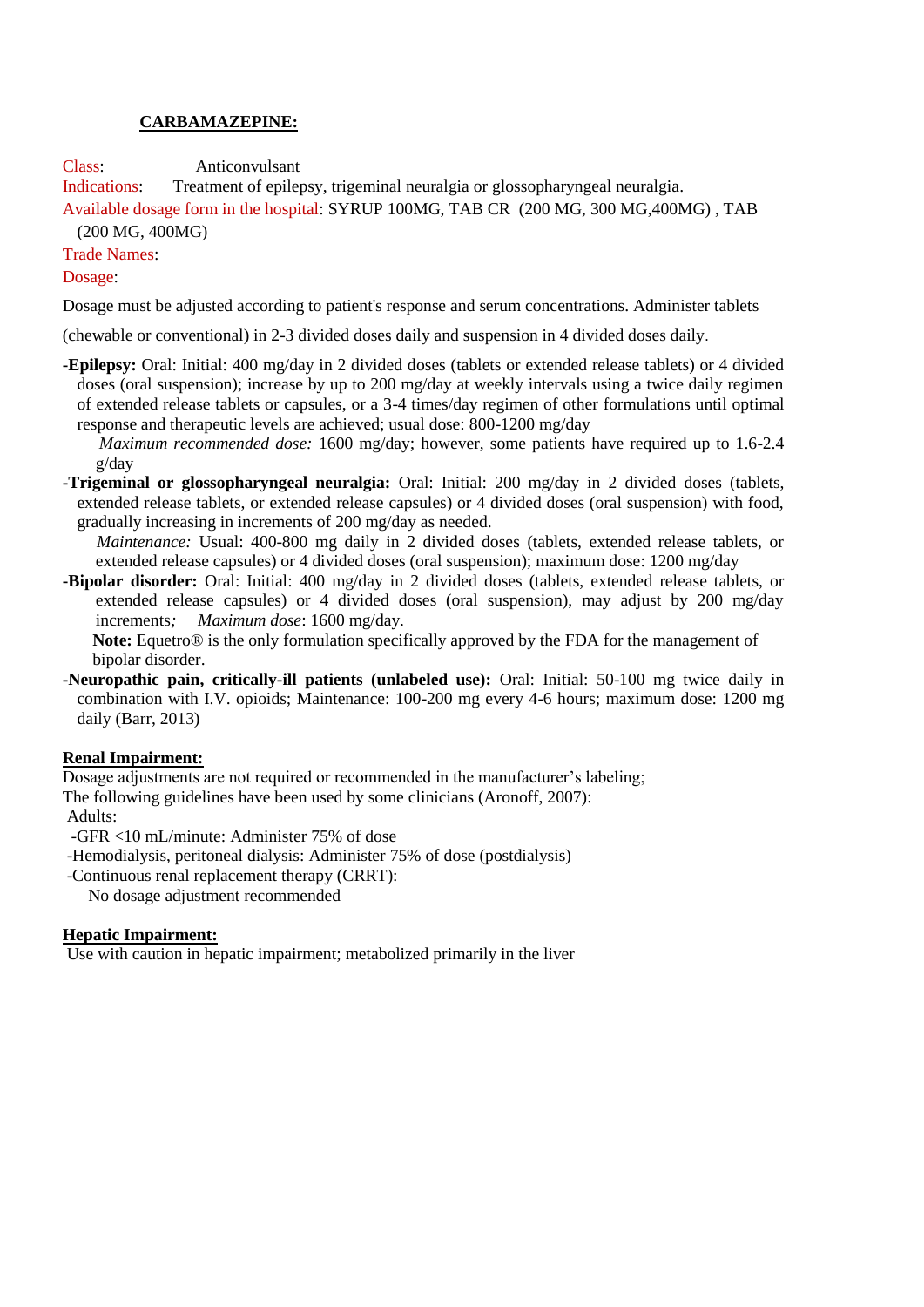## CARBAMAZEPINE:

Class: Anticonvulsant

Indications: Treatment of epilepsy, trigeminal neuralgia or glossopharyngeal neuralgia.

Available dosage form in the hospital: SYRUP 100MG, TAB CR (200 MG, 300 MG,400MG) , TAB (200 MG, 400MG)

Trade Names:

Dosage:

Dosage must be adjusted according to patient's response and serum concentrations. Administer tablets

(chewable or conventional) in 2-3 divided doses daily and suspension in 4 divided doses daily.

- **Epilepsy:** Oral: Initial: 400 mg/day in 2 divided doses (tablets or extended release tablets) or 4 divided doses (oral suspension); increase by up to 200 mg/day at weekly intervals using a twice daily regimen of extended release tablets or capsules, or a 3-4 times/day regimen of other formulations until optimal response and therapeutic levels are achieved; usual dose: 800-1200 mg/day

  *Maximum recommended dose:* 1600 mg/day; however, some patients have required up to 1.6-2.4 g/day
- **Trigeminal or glossopharyngeal neuralgia:** Oral: Initial: 200 mg/day in 2 divided doses (tablets, extended release tablets, or extended release capsules) or 4 divided doses (oral suspension) with food, gradually increasing in increments of 200 mg/day as needed.

  *Maintenance:* Usual: 400-800 mg daily in 2 divided doses (tablets, extended release tablets, or extended release capsules) or 4 divided doses (oral suspension); maximum dose: 1200 mg/day
- **Bipolar disorder:** Oral: Initial: 400 mg/day in 2 divided doses (tablets, extended release tablets, or extended release capsules) or 4 divided doses (oral suspension), may adjust by 200 mg/day increments*;* *Maximum dose*: 1600 mg/day.

  **Note:** Equetro® is the only formulation specifically approved by the FDA for the management of bipolar disorder.
- **Neuropathic pain, critically-ill patients (unlabeled use):** Oral: Initial: 50-100 mg twice daily in combination with I.V. opioids; Maintenance: 100-200 mg every 4-6 hours; maximum dose: 1200 mg daily (Barr, 2013)

### Renal Impairment:

Dosage adjustments are not required or recommended in the manufacturer's labeling;

The following guidelines have been used by some clinicians (Aronoff, 2007):

Adults:

- GFR <10 mL/minute: Administer 75% of dose
- Hemodialysis, peritoneal dialysis: Administer 75% of dose (postdialysis)
- Continuous renal replacement therapy (CRRT):

  No dosage adjustment recommended

### Hepatic Impairment:

Use with caution in hepatic impairment; metabolized primarily in the liver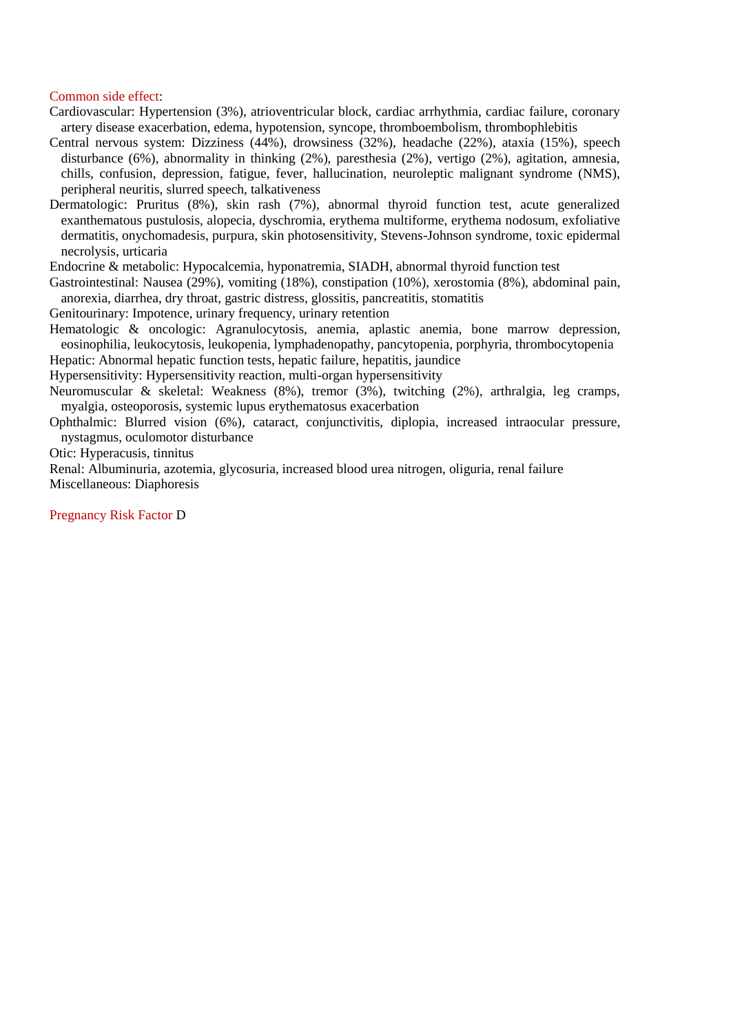Common side effect:

Cardiovascular: Hypertension (3%), atrioventricular block, cardiac arrhythmia, cardiac failure, coronary artery disease exacerbation, edema, hypotension, syncope, thromboembolism, thrombophlebitis

Central nervous system: Dizziness (44%), drowsiness (32%), headache (22%), ataxia (15%), speech disturbance (6%), abnormality in thinking (2%), paresthesia (2%), vertigo (2%), agitation, amnesia, chills, confusion, depression, fatigue, fever, hallucination, neuroleptic malignant syndrome (NMS), peripheral neuritis, slurred speech, talkativeness

Dermatologic: Pruritus (8%), skin rash (7%), abnormal thyroid function test, acute generalized exanthematous pustulosis, alopecia, dyschromia, erythema multiforme, erythema nodosum, exfoliative dermatitis, onychomadesis, purpura, skin photosensitivity, Stevens-Johnson syndrome, toxic epidermal necrolysis, urticaria

Endocrine & metabolic: Hypocalcemia, hyponatremia, SIADH, abnormal thyroid function test

Gastrointestinal: Nausea (29%), vomiting (18%), constipation (10%), xerostomia (8%), abdominal pain, anorexia, diarrhea, dry throat, gastric distress, glossitis, pancreatitis, stomatitis

Genitourinary: Impotence, urinary frequency, urinary retention

Hematologic & oncologic: Agranulocytosis, anemia, aplastic anemia, bone marrow depression, eosinophilia, leukocytosis, leukopenia, lymphadenopathy, pancytopenia, porphyria, thrombocytopenia

Hepatic: Abnormal hepatic function tests, hepatic failure, hepatitis, jaundice

Hypersensitivity: Hypersensitivity reaction, multi-organ hypersensitivity

Neuromuscular & skeletal: Weakness (8%), tremor (3%), twitching (2%), arthralgia, leg cramps, myalgia, osteoporosis, systemic lupus erythematosus exacerbation

Ophthalmic: Blurred vision (6%), cataract, conjunctivitis, diplopia, increased intraocular pressure, nystagmus, oculomotor disturbance

Otic: Hyperacusis, tinnitus

Renal: Albuminuria, azotemia, glycosuria, increased blood urea nitrogen, oliguria, renal failure

Miscellaneous: Diaphoresis

Pregnancy Risk Factor D